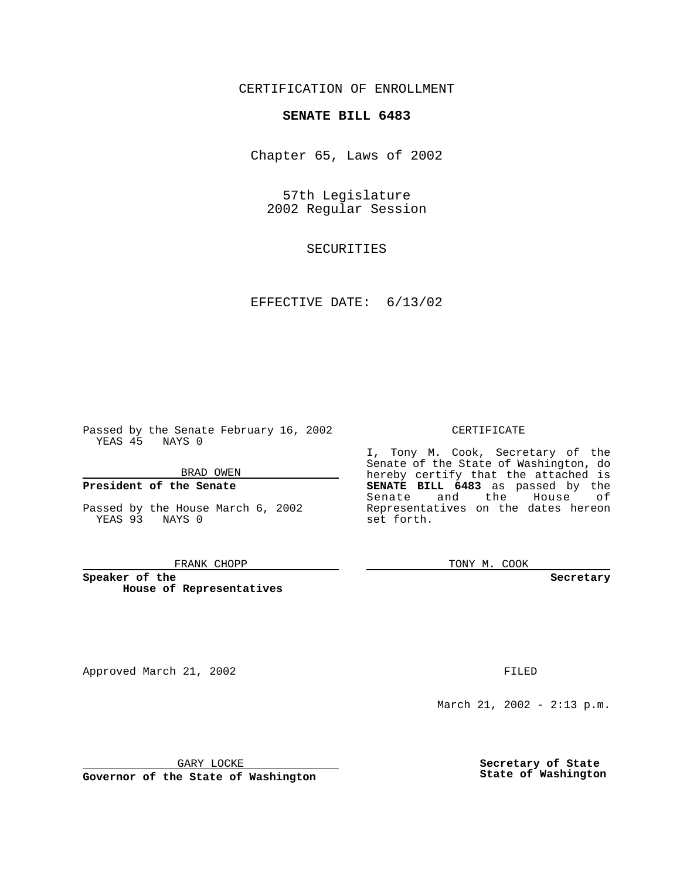CERTIFICATION OF ENROLLMENT

**SENATE BILL 6483**

Chapter 65, Laws of 2002

57th Legislature
2002 Regular Session

SECURITIES

EFFECTIVE DATE: 6/13/02

Passed by the Senate February 16, 2002
YEAS 45 NAYS 0

BRAD OWEN

**President of the Senate**

Passed by the House March 6, 2002
YEAS 93 NAYS 0

FRANK CHOPP

**Speaker of the House of Representatives**

CERTIFICATE

I, Tony M. Cook, Secretary of the Senate of the State of Washington, do hereby certify that the attached is **SENATE BILL 6483** as passed by the Senate and the House of Representatives on the dates hereon set forth.

TONY M. COOK

**Secretary**

Approved March 21, 2002

GARY LOCKE

**Governor of the State of Washington**

FILED

March 21, 2002 - 2:13 p.m.

**Secretary of State**
**State of Washington**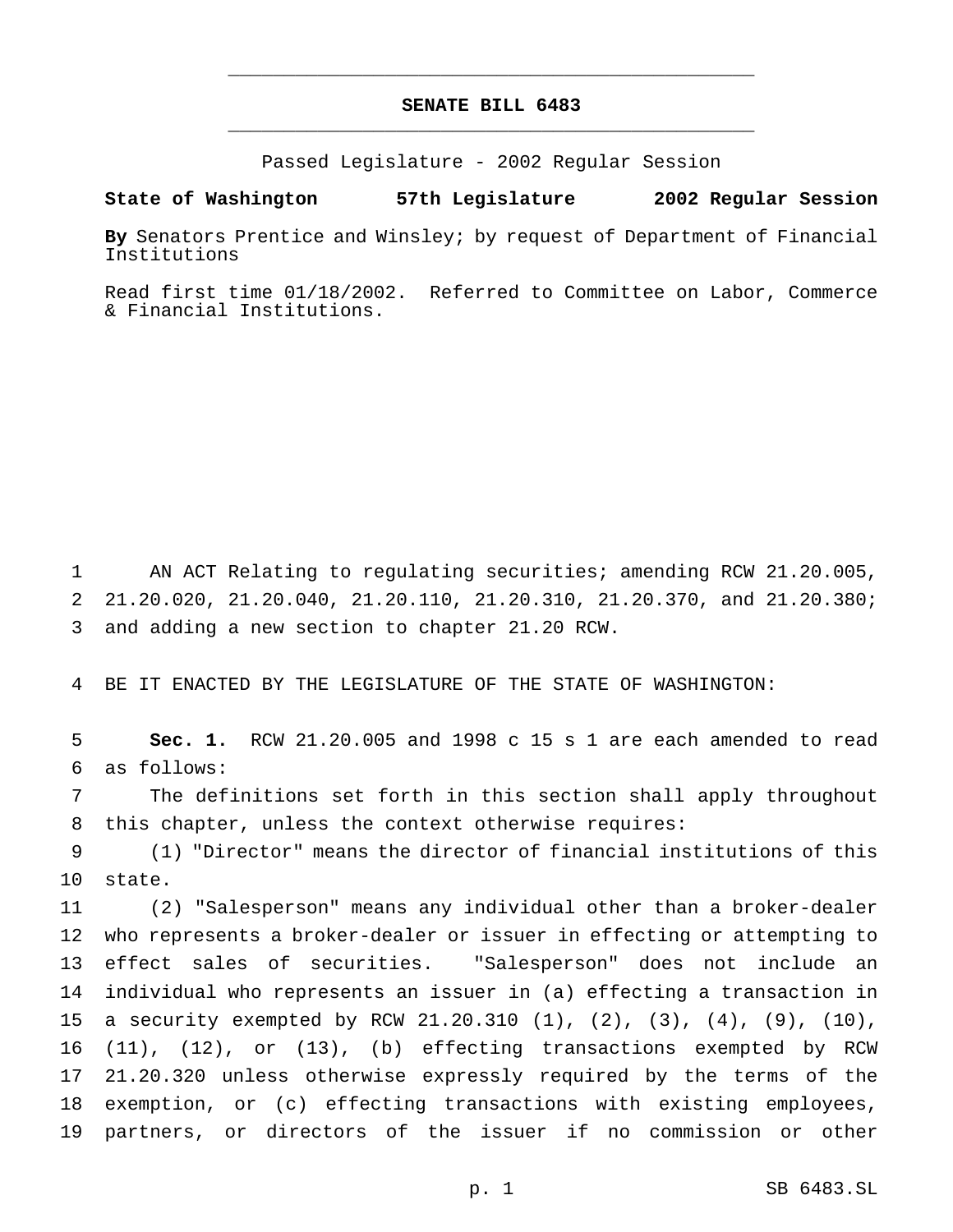# SENATE BILL 6483

Passed Legislature - 2002 Regular Session

**State of Washington 57th Legislature 2002 Regular Session**

**By** Senators Prentice and Winsley; by request of Department of Financial Institutions

Read first time 01/18/2002. Referred to Committee on Labor, Commerce & Financial Institutions.

AN ACT Relating to regulating securities; amending RCW 21.20.005, 21.20.020, 21.20.040, 21.20.110, 21.20.310, 21.20.370, and 21.20.380; and adding a new section to chapter 21.20 RCW.

BE IT ENACTED BY THE LEGISLATURE OF THE STATE OF WASHINGTON:

**Sec. 1.** RCW 21.20.005 and 1998 c 15 s 1 are each amended to read as follows:

The definitions set forth in this section shall apply throughout this chapter, unless the context otherwise requires:

(1) "Director" means the director of financial institutions of this state.

(2) "Salesperson" means any individual other than a broker-dealer who represents a broker-dealer or issuer in effecting or attempting to effect sales of securities. "Salesperson" does not include an individual who represents an issuer in (a) effecting a transaction in a security exempted by RCW 21.20.310 (1), (2), (3), (4), (9), (10), (11), (12), or (13), (b) effecting transactions exempted by RCW 21.20.320 unless otherwise expressly required by the terms of the exemption, or (c) effecting transactions with existing employees, partners, or directors of the issuer if no commission or other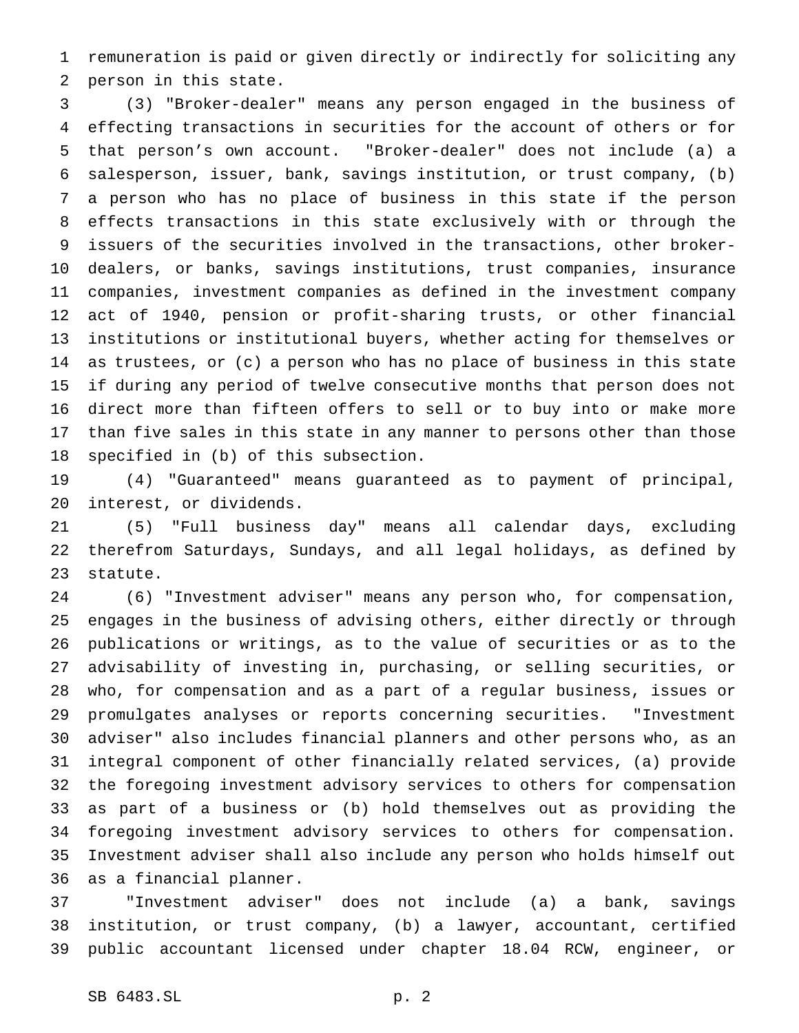remuneration is paid or given directly or indirectly for soliciting any person in this state.

(3) "Broker-dealer" means any person engaged in the business of effecting transactions in securities for the account of others or for that person's own account. "Broker-dealer" does not include (a) a salesperson, issuer, bank, savings institution, or trust company, (b) a person who has no place of business in this state if the person effects transactions in this state exclusively with or through the issuers of the securities involved in the transactions, other broker-dealers, or banks, savings institutions, trust companies, insurance companies, investment companies as defined in the investment company act of 1940, pension or profit-sharing trusts, or other financial institutions or institutional buyers, whether acting for themselves or as trustees, or (c) a person who has no place of business in this state if during any period of twelve consecutive months that person does not direct more than fifteen offers to sell or to buy into or make more than five sales in this state in any manner to persons other than those specified in (b) of this subsection.

(4) "Guaranteed" means guaranteed as to payment of principal, interest, or dividends.

(5) "Full business day" means all calendar days, excluding therefrom Saturdays, Sundays, and all legal holidays, as defined by statute.

(6) "Investment adviser" means any person who, for compensation, engages in the business of advising others, either directly or through publications or writings, as to the value of securities or as to the advisability of investing in, purchasing, or selling securities, or who, for compensation and as a part of a regular business, issues or promulgates analyses or reports concerning securities. "Investment adviser" also includes financial planners and other persons who, as an integral component of other financially related services, (a) provide the foregoing investment advisory services to others for compensation as part of a business or (b) hold themselves out as providing the foregoing investment advisory services to others for compensation. Investment adviser shall also include any person who holds himself out as a financial planner.

"Investment adviser" does not include (a) a bank, savings institution, or trust company, (b) a lawyer, accountant, certified public accountant licensed under chapter 18.04 RCW, engineer, or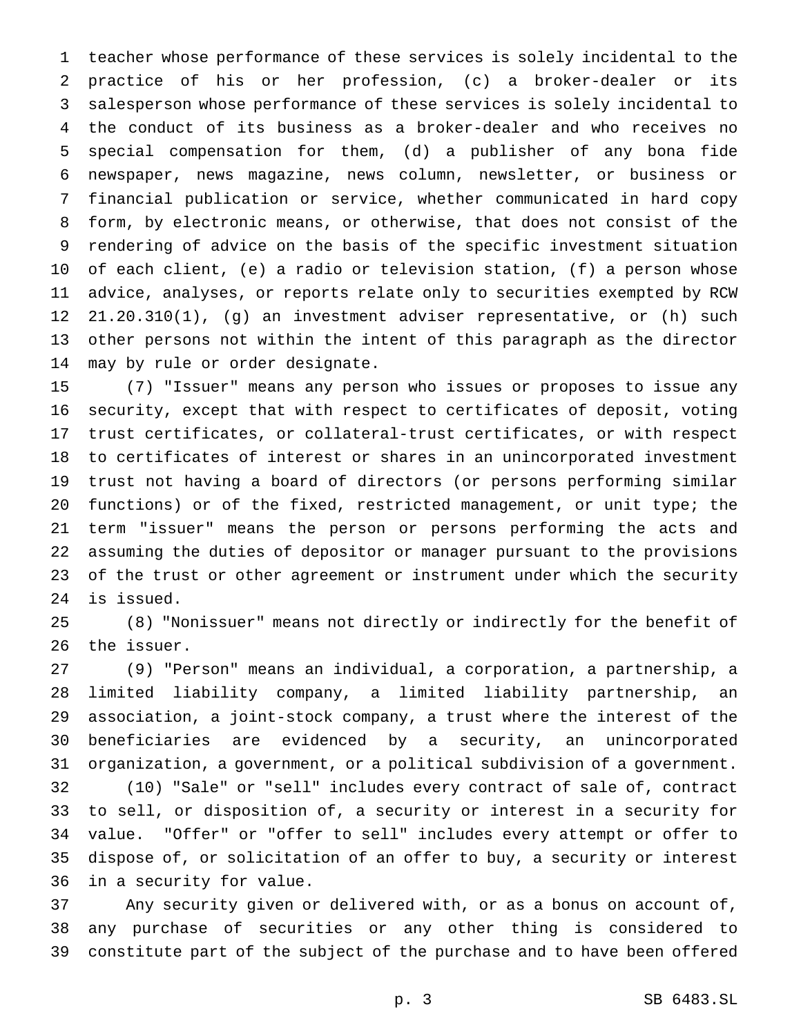teacher whose performance of these services is solely incidental to the practice of his or her profession, (c) a broker-dealer or its salesperson whose performance of these services is solely incidental to the conduct of its business as a broker-dealer and who receives no special compensation for them, (d) a publisher of any bona fide newspaper, news magazine, news column, newsletter, or business or financial publication or service, whether communicated in hard copy form, by electronic means, or otherwise, that does not consist of the rendering of advice on the basis of the specific investment situation of each client, (e) a radio or television station, (f) a person whose advice, analyses, or reports relate only to securities exempted by RCW 21.20.310(1), (g) an investment adviser representative, or (h) such other persons not within the intent of this paragraph as the director may by rule or order designate.

(7) "Issuer" means any person who issues or proposes to issue any security, except that with respect to certificates of deposit, voting trust certificates, or collateral-trust certificates, or with respect to certificates of interest or shares in an unincorporated investment trust not having a board of directors (or persons performing similar functions) or of the fixed, restricted management, or unit type; the term "issuer" means the person or persons performing the acts and assuming the duties of depositor or manager pursuant to the provisions of the trust or other agreement or instrument under which the security is issued.

(8) "Nonissuer" means not directly or indirectly for the benefit of the issuer.

(9) "Person" means an individual, a corporation, a partnership, a limited liability company, a limited liability partnership, an association, a joint-stock company, a trust where the interest of the beneficiaries are evidenced by a security, an unincorporated organization, a government, or a political subdivision of a government.

(10) "Sale" or "sell" includes every contract of sale of, contract to sell, or disposition of, a security or interest in a security for value. "Offer" or "offer to sell" includes every attempt or offer to dispose of, or solicitation of an offer to buy, a security or interest in a security for value.

Any security given or delivered with, or as a bonus on account of, any purchase of securities or any other thing is considered to constitute part of the subject of the purchase and to have been offered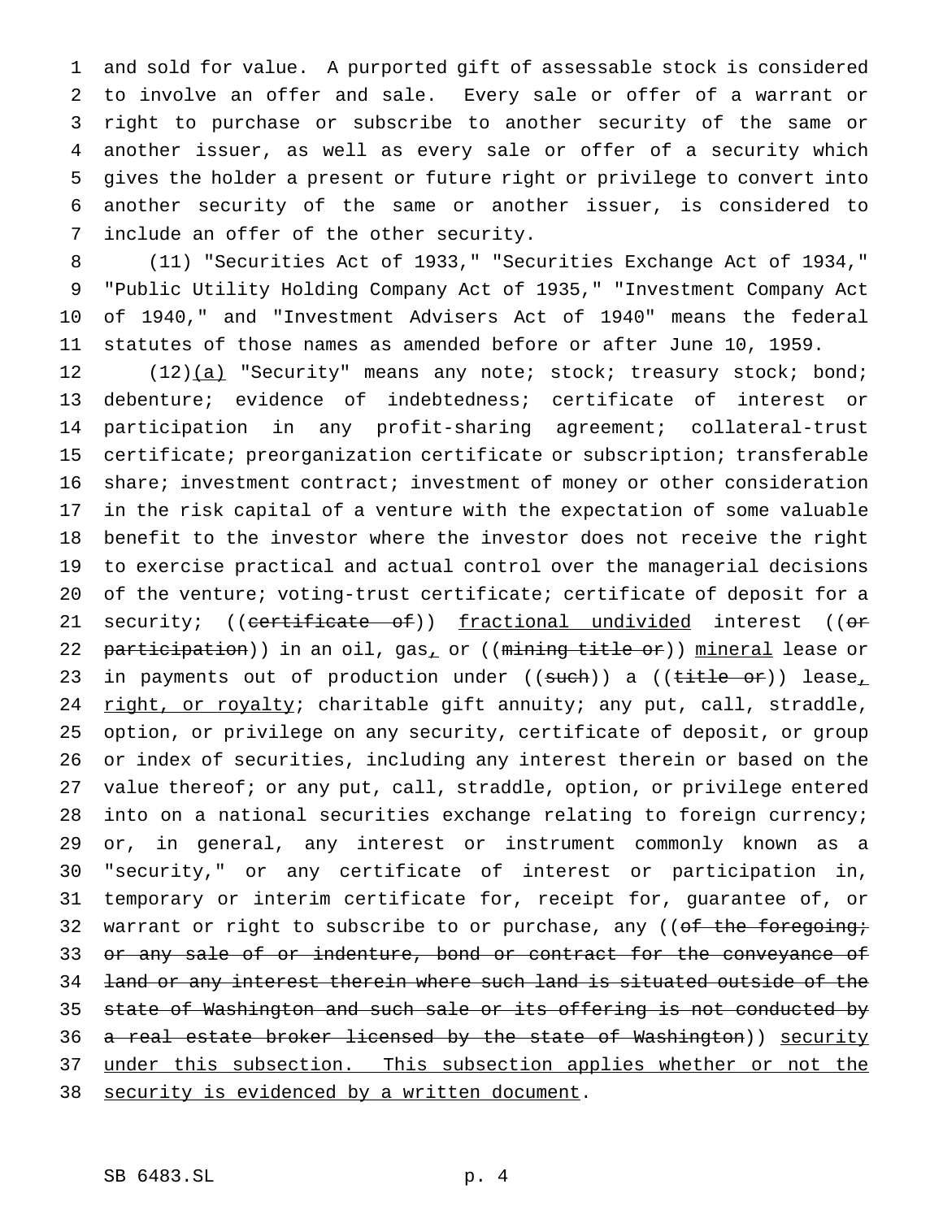and sold for value. A purported gift of assessable stock is considered to involve an offer and sale. Every sale or offer of a warrant or right to purchase or subscribe to another security of the same or another issuer, as well as every sale or offer of a security which gives the holder a present or future right or privilege to convert into another security of the same or another issuer, is considered to include an offer of the other security.

(11) "Securities Act of 1933," "Securities Exchange Act of 1934," "Public Utility Holding Company Act of 1935," "Investment Company Act of 1940," and "Investment Advisers Act of 1940" means the federal statutes of those names as amended before or after June 10, 1959.

(12)(a) "Security" means any note; stock; treasury stock; bond; debenture; evidence of indebtedness; certificate of interest or participation in any profit-sharing agreement; collateral-trust certificate; preorganization certificate or subscription; transferable share; investment contract; investment of money or other consideration in the risk capital of a venture with the expectation of some valuable benefit to the investor where the investor does not receive the right to exercise practical and actual control over the managerial decisions of the venture; voting-trust certificate; certificate of deposit for a security; ((~~certificate of~~)) fractional undivided interest ((~~or participation~~)) in an oil, gas, or ((~~mining title or~~)) mineral lease or in payments out of production under ((~~such~~)) a ((~~title or~~)) lease, right, or royalty; charitable gift annuity; any put, call, straddle, option, or privilege on any security, certificate of deposit, or group or index of securities, including any interest therein or based on the value thereof; or any put, call, straddle, option, or privilege entered into on a national securities exchange relating to foreign currency; or, in general, any interest or instrument commonly known as a "security," or any certificate of interest or participation in, temporary or interim certificate for, receipt for, guarantee of, or warrant or right to subscribe to or purchase, any ((~~of the foregoing; or any sale of or indenture, bond or contract for the conveyance of land or any interest therein where such land is situated outside of the state of Washington and such sale or its offering is not conducted by a real estate broker licensed by the state of Washington~~)) security under this subsection. This subsection applies whether or not the security is evidenced by a written document.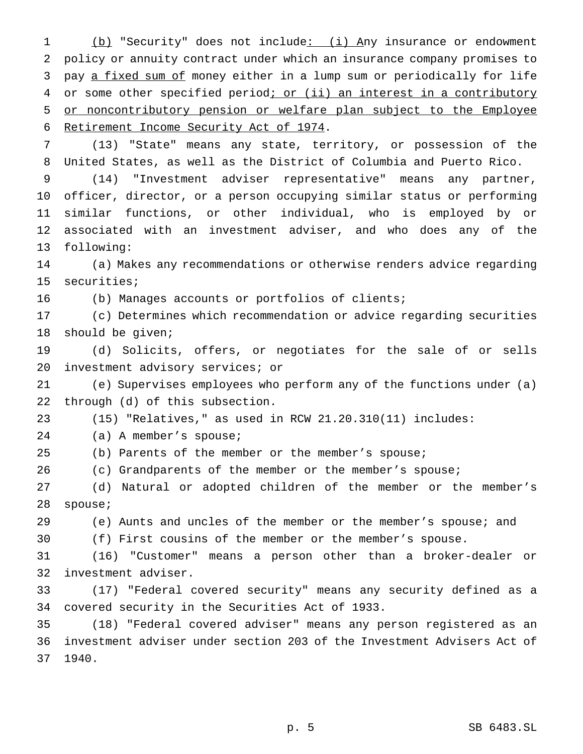(b) "Security" does not include: (i) Any insurance or endowment policy or annuity contract under which an insurance company promises to pay a fixed sum of money either in a lump sum or periodically for life or some other specified period; or (ii) an interest in a contributory or noncontributory pension or welfare plan subject to the Employee Retirement Income Security Act of 1974.

(13) "State" means any state, territory, or possession of the United States, as well as the District of Columbia and Puerto Rico.

(14) "Investment adviser representative" means any partner, officer, director, or a person occupying similar status or performing similar functions, or other individual, who is employed by or associated with an investment adviser, and who does any of the following:

(a) Makes any recommendations or otherwise renders advice regarding securities;

(b) Manages accounts or portfolios of clients;

(c) Determines which recommendation or advice regarding securities should be given;

(d) Solicits, offers, or negotiates for the sale of or sells investment advisory services; or

(e) Supervises employees who perform any of the functions under (a) through (d) of this subsection.

(15) "Relatives," as used in RCW 21.20.310(11) includes:

(a) A member's spouse;

(b) Parents of the member or the member's spouse;

(c) Grandparents of the member or the member's spouse;

(d) Natural or adopted children of the member or the member's spouse;

(e) Aunts and uncles of the member or the member's spouse; and

(f) First cousins of the member or the member's spouse.

(16) "Customer" means a person other than a broker-dealer or investment adviser.

(17) "Federal covered security" means any security defined as a covered security in the Securities Act of 1933.

(18) "Federal covered adviser" means any person registered as an investment adviser under section 203 of the Investment Advisers Act of 1940.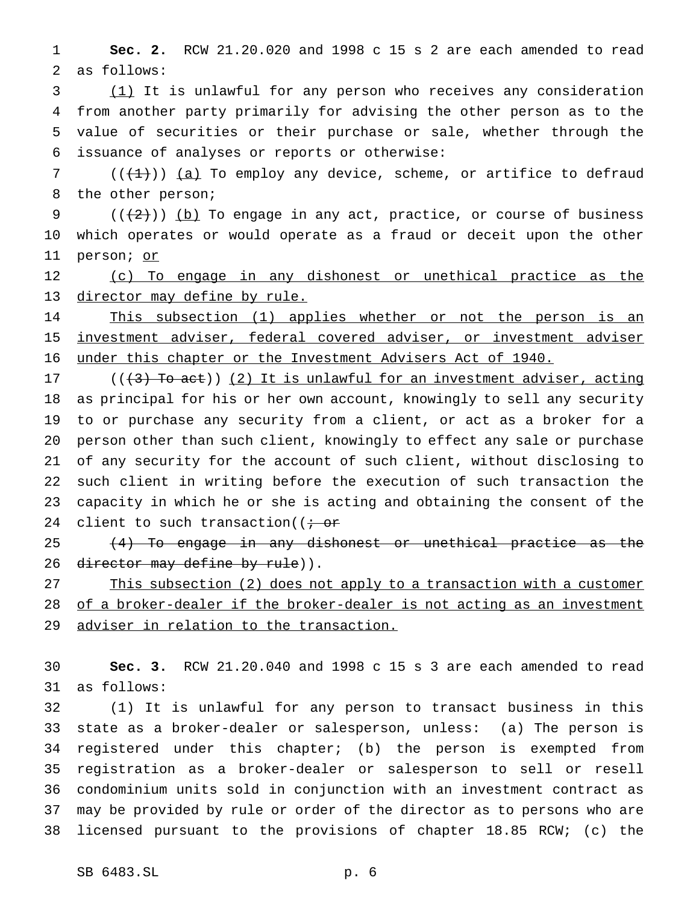**Sec. 2.** RCW 21.20.020 and 1998 c 15 s 2 are each amended to read as follows:

<u>(1)</u> It is unlawful for any person who receives any consideration from another party primarily for advising the other person as to the value of securities or their purchase or sale, whether through the issuance of analyses or reports or otherwise:

((~~(1)~~)) <u>(a)</u> To employ any device, scheme, or artifice to defraud the other person;

((~~(2)~~)) <u>(b)</u> To engage in any act, practice, or course of business which operates or would operate as a fraud or deceit upon the other person; <u>or</u>

<u>(c) To engage in any dishonest or unethical practice as the director may define by rule.</u>

<u>This subsection (1) applies whether or not the person is an investment adviser, federal covered adviser, or investment adviser under this chapter or the Investment Advisers Act of 1940.</u>

((~~(3) To act~~)) <u>(2) It is unlawful for an investment adviser, acting</u> as principal for his or her own account, knowingly to sell any security to or purchase any security from a client, or act as a broker for a person other than such client, knowingly to effect any sale or purchase of any security for the account of such client, without disclosing to such client in writing before the execution of such transaction the capacity in which he or she is acting and obtaining the consent of the client to such transaction((~~; or~~

~~(4) To engage in any dishonest or unethical practice as the director may define by rule~~)).

<u>This subsection (2) does not apply to a transaction with a customer of a broker-dealer if the broker-dealer is not acting as an investment adviser in relation to the transaction.</u>

**Sec. 3.** RCW 21.20.040 and 1998 c 15 s 3 are each amended to read as follows:

(1) It is unlawful for any person to transact business in this state as a broker-dealer or salesperson, unless: (a) The person is registered under this chapter; (b) the person is exempted from registration as a broker-dealer or salesperson to sell or resell condominium units sold in conjunction with an investment contract as may be provided by rule or order of the director as to persons who are licensed pursuant to the provisions of chapter 18.85 RCW; (c) the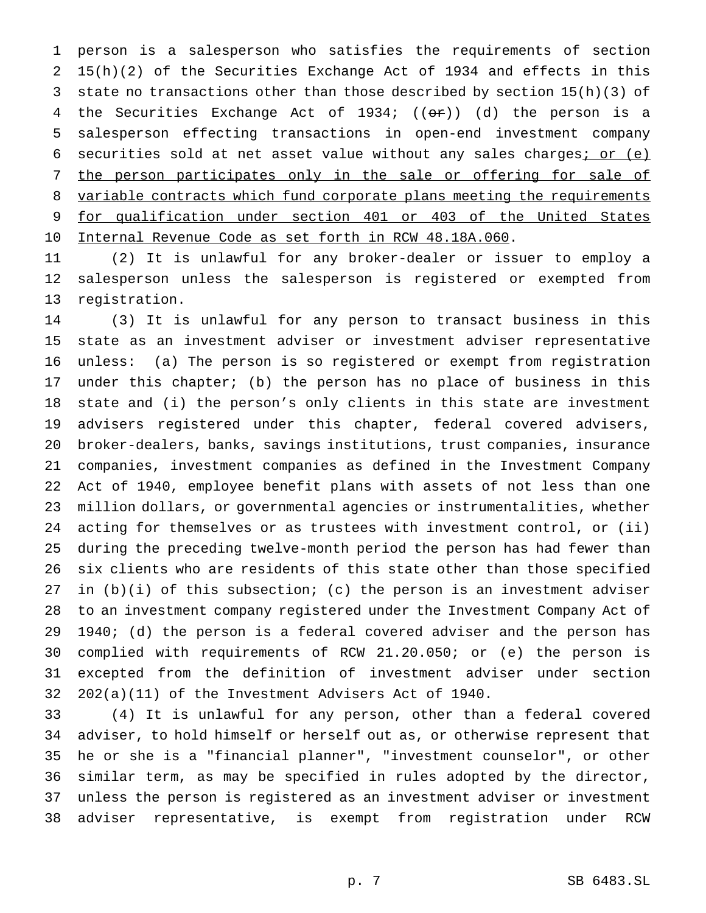person is a salesperson who satisfies the requirements of section 15(h)(2) of the Securities Exchange Act of 1934 and effects in this state no transactions other than those described by section 15(h)(3) of the Securities Exchange Act of 1934; ((~~or~~)) (d) the person is a salesperson effecting transactions in open-end investment company securities sold at net asset value without any sales charges; or (e) the person participates only in the sale or offering for sale of variable contracts which fund corporate plans meeting the requirements for qualification under section 401 or 403 of the United States Internal Revenue Code as set forth in RCW 48.18A.060.

(2) It is unlawful for any broker-dealer or issuer to employ a salesperson unless the salesperson is registered or exempted from registration.

(3) It is unlawful for any person to transact business in this state as an investment adviser or investment adviser representative unless: (a) The person is so registered or exempt from registration under this chapter; (b) the person has no place of business in this state and (i) the person's only clients in this state are investment advisers registered under this chapter, federal covered advisers, broker-dealers, banks, savings institutions, trust companies, insurance companies, investment companies as defined in the Investment Company Act of 1940, employee benefit plans with assets of not less than one million dollars, or governmental agencies or instrumentalities, whether acting for themselves or as trustees with investment control, or (ii) during the preceding twelve-month period the person has had fewer than six clients who are residents of this state other than those specified in (b)(i) of this subsection; (c) the person is an investment adviser to an investment company registered under the Investment Company Act of 1940; (d) the person is a federal covered adviser and the person has complied with requirements of RCW 21.20.050; or (e) the person is excepted from the definition of investment adviser under section 202(a)(11) of the Investment Advisers Act of 1940.

(4) It is unlawful for any person, other than a federal covered adviser, to hold himself or herself out as, or otherwise represent that he or she is a "financial planner", "investment counselor", or other similar term, as may be specified in rules adopted by the director, unless the person is registered as an investment adviser or investment adviser representative, is exempt from registration under RCW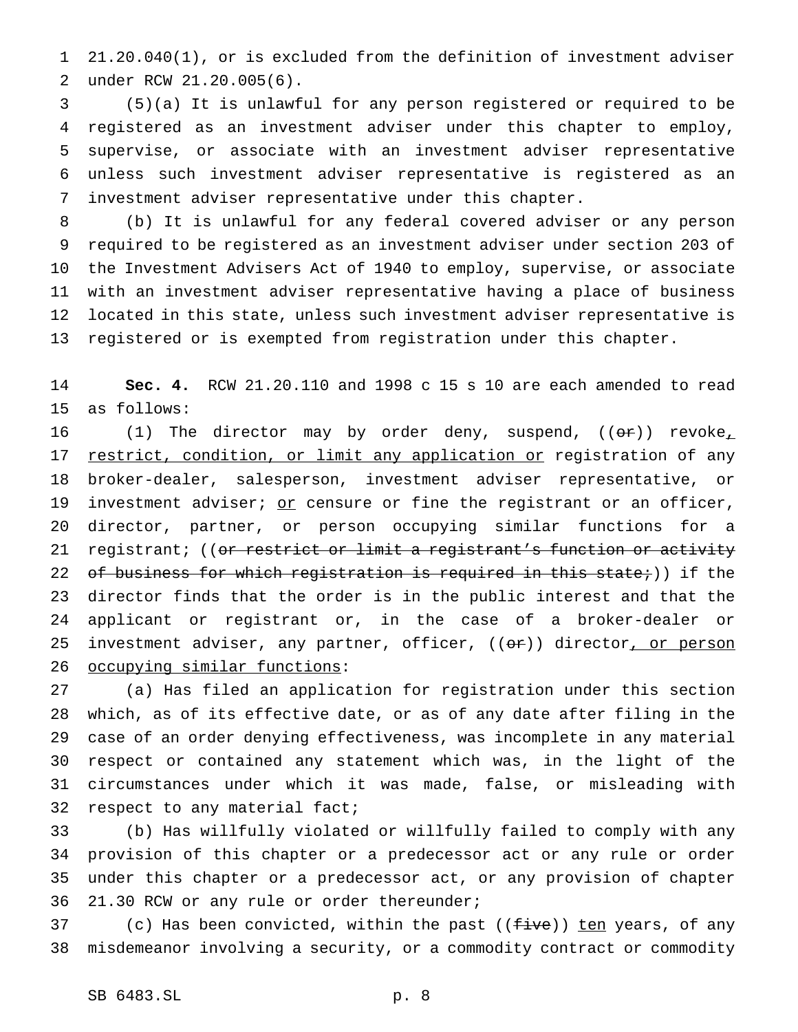21.20.040(1), or is excluded from the definition of investment adviser under RCW 21.20.005(6).

(5)(a) It is unlawful for any person registered or required to be registered as an investment adviser under this chapter to employ, supervise, or associate with an investment adviser representative unless such investment adviser representative is registered as an investment adviser representative under this chapter.

(b) It is unlawful for any federal covered adviser or any person required to be registered as an investment adviser under section 203 of the Investment Advisers Act of 1940 to employ, supervise, or associate with an investment adviser representative having a place of business located in this state, unless such investment adviser representative is registered or is exempted from registration under this chapter.

**Sec. 4.** RCW 21.20.110 and 1998 c 15 s 10 are each amended to read as follows:

(1) The director may by order deny, suspend, ((~~or~~)) revoke, restrict, condition, or limit any application or registration of any broker-dealer, salesperson, investment adviser representative, or investment adviser; or censure or fine the registrant or an officer, director, partner, or person occupying similar functions for a registrant; ((~~or restrict or limit a registrant's function or activity of business for which registration is required in this state;~~)) if the director finds that the order is in the public interest and that the applicant or registrant or, in the case of a broker-dealer or investment adviser, any partner, officer, ((~~or~~)) director, or person occupying similar functions:

(a) Has filed an application for registration under this section which, as of its effective date, or as of any date after filing in the case of an order denying effectiveness, was incomplete in any material respect or contained any statement which was, in the light of the circumstances under which it was made, false, or misleading with respect to any material fact;

(b) Has willfully violated or willfully failed to comply with any provision of this chapter or a predecessor act or any rule or order under this chapter or a predecessor act, or any provision of chapter 21.30 RCW or any rule or order thereunder;

(c) Has been convicted, within the past ((~~five~~)) ten years, of any misdemeanor involving a security, or a commodity contract or commodity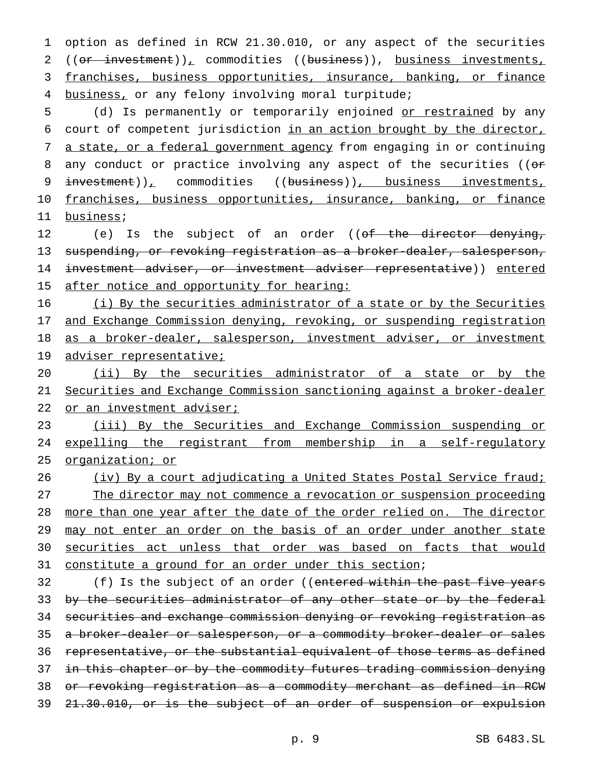option as defined in RCW 21.30.010, or any aspect of the securities ((~~or investment~~)), commodities ((~~business~~)), business investments, franchises, business opportunities, insurance, banking, or finance business, or any felony involving moral turpitude;

(d) Is permanently or temporarily enjoined or restrained by any court of competent jurisdiction in an action brought by the director, a state, or a federal government agency from engaging in or continuing any conduct or practice involving any aspect of the securities ((~~or investment~~)), commodities ((~~business~~)), business investments, franchises, business opportunities, insurance, banking, or finance business;

(e) Is the subject of an order ((~~of the director denying, suspending, or revoking registration as a broker-dealer, salesperson, investment adviser, or investment adviser representative~~)) entered after notice and opportunity for hearing:

(i) By the securities administrator of a state or by the Securities and Exchange Commission denying, revoking, or suspending registration as a broker-dealer, salesperson, investment adviser, or investment adviser representative;

(ii) By the securities administrator of a state or by the Securities and Exchange Commission sanctioning against a broker-dealer or an investment adviser;

(iii) By the Securities and Exchange Commission suspending or expelling the registrant from membership in a self-regulatory organization; or

(iv) By a court adjudicating a United States Postal Service fraud;

The director may not commence a revocation or suspension proceeding more than one year after the date of the order relied on. The director may not enter an order on the basis of an order under another state securities act unless that order was based on facts that would constitute a ground for an order under this section;

(f) Is the subject of an order ((~~entered within the past five years by the securities administrator of any other state or by the federal securities and exchange commission denying or revoking registration as a broker-dealer or salesperson, or a commodity broker-dealer or sales representative, or the substantial equivalent of those terms as defined in this chapter or by the commodity futures trading commission denying or revoking registration as a commodity merchant as defined in RCW 21.30.010, or is the subject of an order of suspension or expulsion~~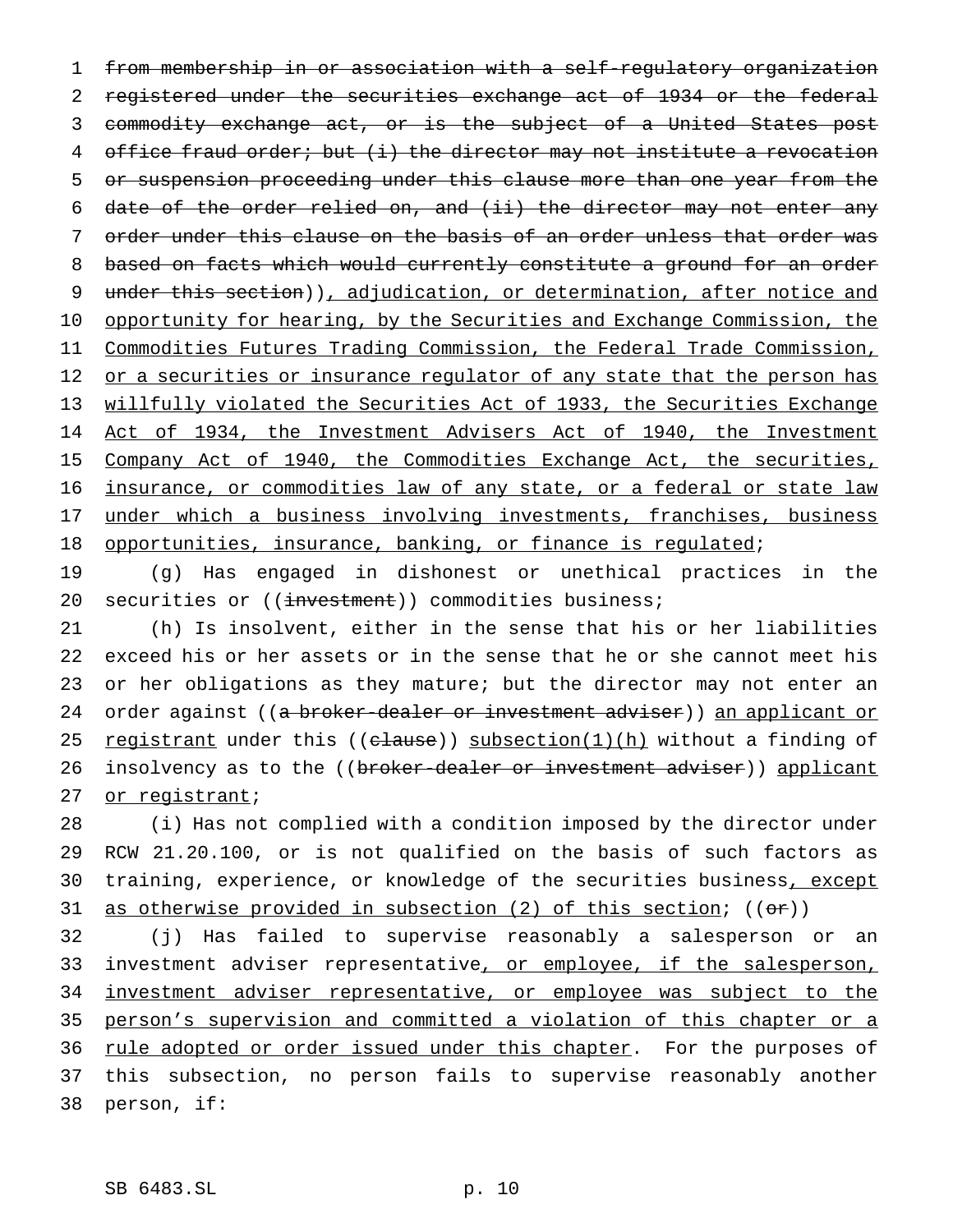~~from membership in or association with a self-regulatory organization registered under the securities exchange act of 1934 or the federal commodity exchange act, or is the subject of a United States post office fraud order; but (i) the director may not institute a revocation or suspension proceeding under this clause more than one year from the date of the order relied on, and (ii) the director may not enter any order under this clause on the basis of an order unless that order was based on facts which would currently constitute a ground for an order under this section~~)), adjudication, or determination, after notice and opportunity for hearing, by the Securities and Exchange Commission, the Commodities Futures Trading Commission, the Federal Trade Commission, or a securities or insurance regulator of any state that the person has willfully violated the Securities Act of 1933, the Securities Exchange Act of 1934, the Investment Advisers Act of 1940, the Investment Company Act of 1940, the Commodities Exchange Act, the securities, insurance, or commodities law of any state, or a federal or state law under which a business involving investments, franchises, business opportunities, insurance, banking, or finance is regulated;

(g) Has engaged in dishonest or unethical practices in the securities or ((~~investment~~)) commodities business;

(h) Is insolvent, either in the sense that his or her liabilities exceed his or her assets or in the sense that he or she cannot meet his or her obligations as they mature; but the director may not enter an order against ((~~a broker-dealer or investment adviser~~)) an applicant or registrant under this ((~~clause~~)) subsection(1)(h) without a finding of insolvency as to the ((~~broker-dealer or investment adviser~~)) applicant or registrant;

(i) Has not complied with a condition imposed by the director under RCW 21.20.100, or is not qualified on the basis of such factors as training, experience, or knowledge of the securities business, except as otherwise provided in subsection (2) of this section; ((~~or~~))

(j) Has failed to supervise reasonably a salesperson or an investment adviser representative, or employee, if the salesperson, investment adviser representative, or employee was subject to the person's supervision and committed a violation of this chapter or a rule adopted or order issued under this chapter. For the purposes of this subsection, no person fails to supervise reasonably another person, if: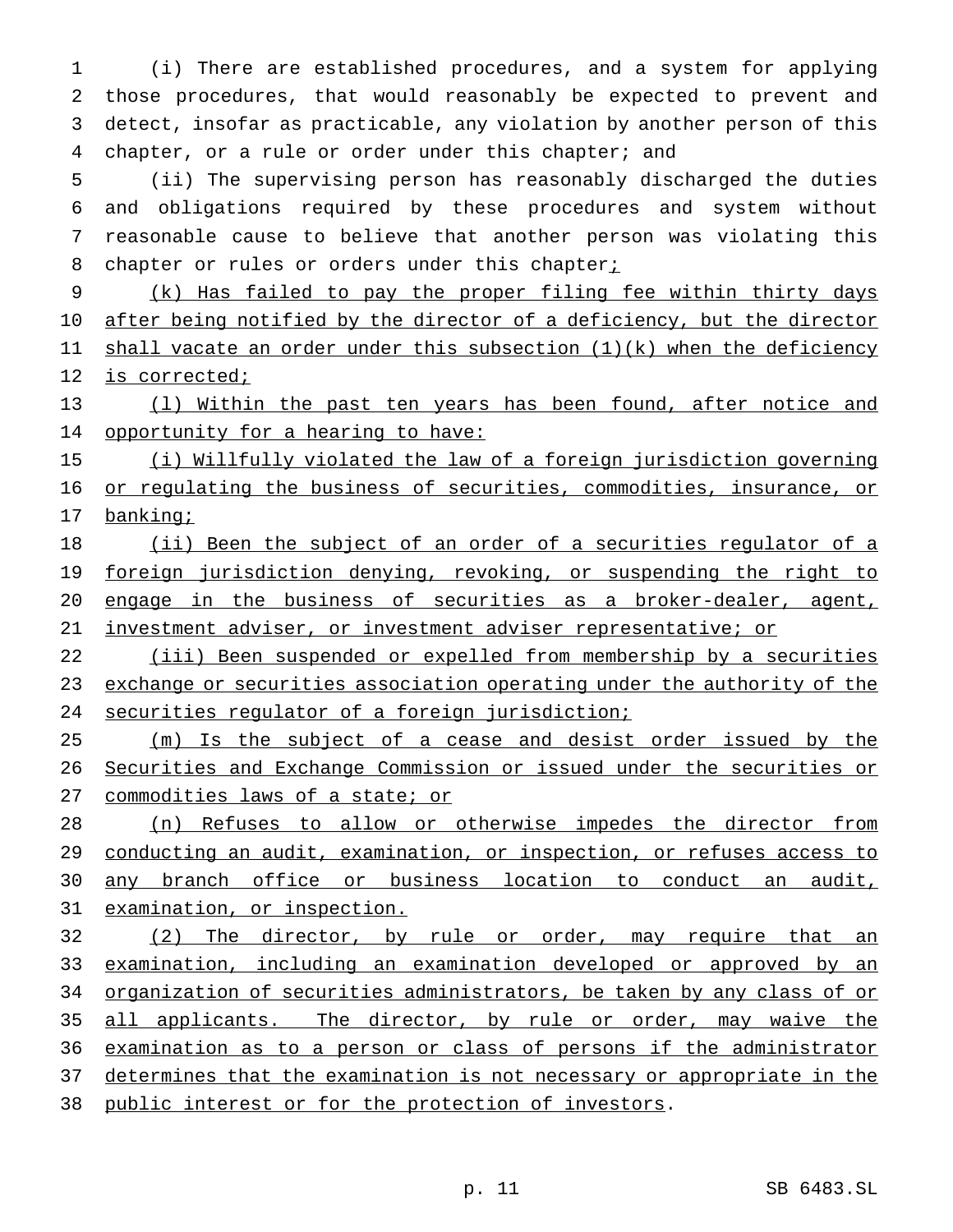(i) There are established procedures, and a system for applying those procedures, that would reasonably be expected to prevent and detect, insofar as practicable, any violation by another person of this chapter, or a rule or order under this chapter; and

(ii) The supervising person has reasonably discharged the duties and obligations required by these procedures and system without reasonable cause to believe that another person was violating this chapter or rules or orders under this chapter;

(k) Has failed to pay the proper filing fee within thirty days after being notified by the director of a deficiency, but the director shall vacate an order under this subsection (1)(k) when the deficiency is corrected;

(l) Within the past ten years has been found, after notice and opportunity for a hearing to have:

(i) Willfully violated the law of a foreign jurisdiction governing or regulating the business of securities, commodities, insurance, or banking;

(ii) Been the subject of an order of a securities regulator of a foreign jurisdiction denying, revoking, or suspending the right to engage in the business of securities as a broker-dealer, agent, investment adviser, or investment adviser representative; or

(iii) Been suspended or expelled from membership by a securities exchange or securities association operating under the authority of the securities regulator of a foreign jurisdiction;

(m) Is the subject of a cease and desist order issued by the Securities and Exchange Commission or issued under the securities or commodities laws of a state; or

(n) Refuses to allow or otherwise impedes the director from conducting an audit, examination, or inspection, or refuses access to any branch office or business location to conduct an audit, examination, or inspection.

(2) The director, by rule or order, may require that an examination, including an examination developed or approved by an organization of securities administrators, be taken by any class of or all applicants. The director, by rule or order, may waive the examination as to a person or class of persons if the administrator determines that the examination is not necessary or appropriate in the public interest or for the protection of investors.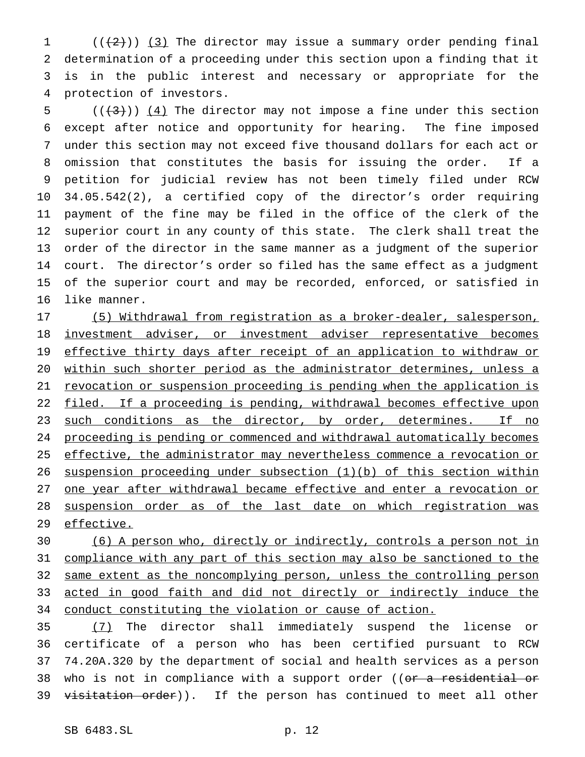(((2))) (3) The director may issue a summary order pending final determination of a proceeding under this section upon a finding that it is in the public interest and necessary or appropriate for the protection of investors.

(((3))) (4) The director may not impose a fine under this section except after notice and opportunity for hearing. The fine imposed under this section may not exceed five thousand dollars for each act or omission that constitutes the basis for issuing the order. If a petition for judicial review has not been timely filed under RCW 34.05.542(2), a certified copy of the director's order requiring payment of the fine may be filed in the office of the clerk of the superior court in any county of this state. The clerk shall treat the order of the director in the same manner as a judgment of the superior court. The director's order so filed has the same effect as a judgment of the superior court and may be recorded, enforced, or satisfied in like manner.

(5) Withdrawal from registration as a broker-dealer, salesperson, investment adviser, or investment adviser representative becomes effective thirty days after receipt of an application to withdraw or within such shorter period as the administrator determines, unless a revocation or suspension proceeding is pending when the application is filed. If a proceeding is pending, withdrawal becomes effective upon such conditions as the director, by order, determines. If no proceeding is pending or commenced and withdrawal automatically becomes effective, the administrator may nevertheless commence a revocation or suspension proceeding under subsection (1)(b) of this section within one year after withdrawal became effective and enter a revocation or suspension order as of the last date on which registration was effective.

(6) A person who, directly or indirectly, controls a person not in compliance with any part of this section may also be sanctioned to the same extent as the noncomplying person, unless the controlling person acted in good faith and did not directly or indirectly induce the conduct constituting the violation or cause of action.

(7) The director shall immediately suspend the license or certificate of a person who has been certified pursuant to RCW 74.20A.320 by the department of social and health services as a person who is not in compliance with a support order ((~~or a residential or visitation order~~)). If the person has continued to meet all other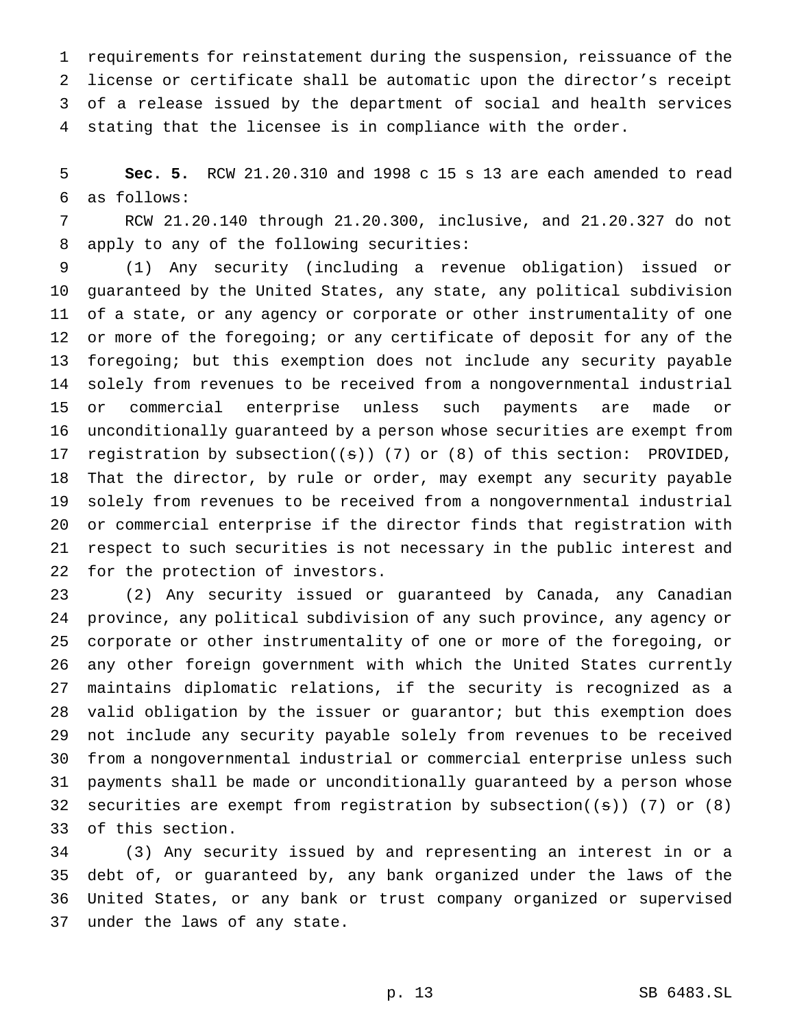requirements for reinstatement during the suspension, reissuance of the license or certificate shall be automatic upon the director's receipt of a release issued by the department of social and health services stating that the licensee is in compliance with the order.

**Sec. 5.** RCW 21.20.310 and 1998 c 15 s 13 are each amended to read as follows:

RCW 21.20.140 through 21.20.300, inclusive, and 21.20.327 do not apply to any of the following securities:

(1) Any security (including a revenue obligation) issued or guaranteed by the United States, any state, any political subdivision of a state, or any agency or corporate or other instrumentality of one or more of the foregoing; or any certificate of deposit for any of the foregoing; but this exemption does not include any security payable solely from revenues to be received from a nongovernmental industrial or commercial enterprise unless such payments are made or unconditionally guaranteed by a person whose securities are exempt from registration by subsection((~~s~~)) (7) or (8) of this section: PROVIDED, That the director, by rule or order, may exempt any security payable solely from revenues to be received from a nongovernmental industrial or commercial enterprise if the director finds that registration with respect to such securities is not necessary in the public interest and for the protection of investors.

(2) Any security issued or guaranteed by Canada, any Canadian province, any political subdivision of any such province, any agency or corporate or other instrumentality of one or more of the foregoing, or any other foreign government with which the United States currently maintains diplomatic relations, if the security is recognized as a valid obligation by the issuer or guarantor; but this exemption does not include any security payable solely from revenues to be received from a nongovernmental industrial or commercial enterprise unless such payments shall be made or unconditionally guaranteed by a person whose securities are exempt from registration by subsection((~~s~~)) (7) or (8) of this section.

(3) Any security issued by and representing an interest in or a debt of, or guaranteed by, any bank organized under the laws of the United States, or any bank or trust company organized or supervised under the laws of any state.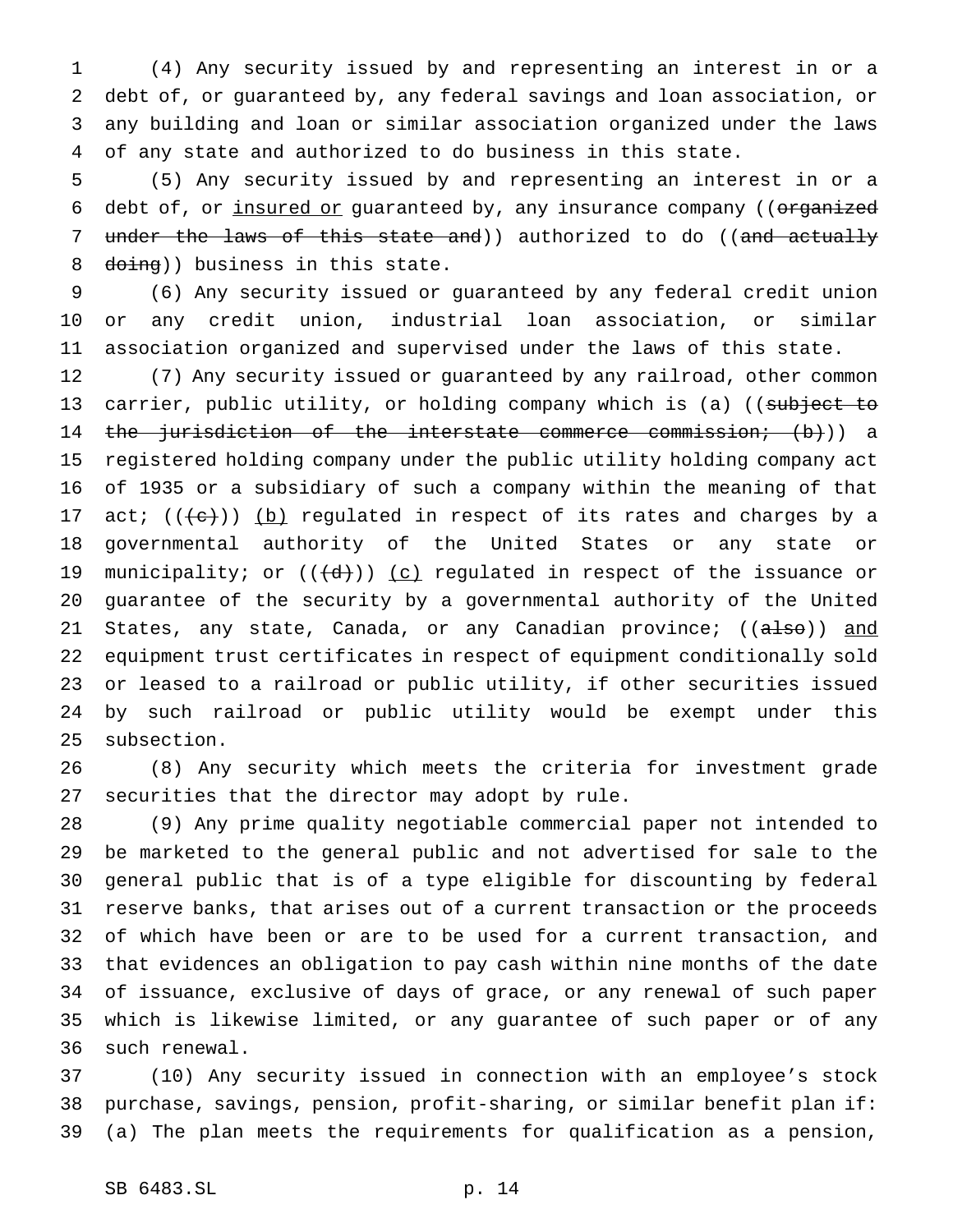(4) Any security issued by and representing an interest in or a debt of, or guaranteed by, any federal savings and loan association, or any building and loan or similar association organized under the laws of any state and authorized to do business in this state.

(5) Any security issued by and representing an interest in or a debt of, or insured or guaranteed by, any insurance company ((~~organized under the laws of this state and~~)) authorized to do ((~~and actually doing~~)) business in this state.

(6) Any security issued or guaranteed by any federal credit union or any credit union, industrial loan association, or similar association organized and supervised under the laws of this state.

(7) Any security issued or guaranteed by any railroad, other common carrier, public utility, or holding company which is (a) ((~~subject to the jurisdiction of the interstate commerce commission; (b)~~)) a registered holding company under the public utility holding company act of 1935 or a subsidiary of such a company within the meaning of that act; ((~~(c)~~)) (b) regulated in respect of its rates and charges by a governmental authority of the United States or any state or municipality; or ((~~(d)~~)) (c) regulated in respect of the issuance or guarantee of the security by a governmental authority of the United States, any state, Canada, or any Canadian province; ((~~also~~)) and equipment trust certificates in respect of equipment conditionally sold or leased to a railroad or public utility, if other securities issued by such railroad or public utility would be exempt under this subsection.

(8) Any security which meets the criteria for investment grade securities that the director may adopt by rule.

(9) Any prime quality negotiable commercial paper not intended to be marketed to the general public and not advertised for sale to the general public that is of a type eligible for discounting by federal reserve banks, that arises out of a current transaction or the proceeds of which have been or are to be used for a current transaction, and that evidences an obligation to pay cash within nine months of the date of issuance, exclusive of days of grace, or any renewal of such paper which is likewise limited, or any guarantee of such paper or of any such renewal.

(10) Any security issued in connection with an employee's stock purchase, savings, pension, profit-sharing, or similar benefit plan if: (a) The plan meets the requirements for qualification as a pension,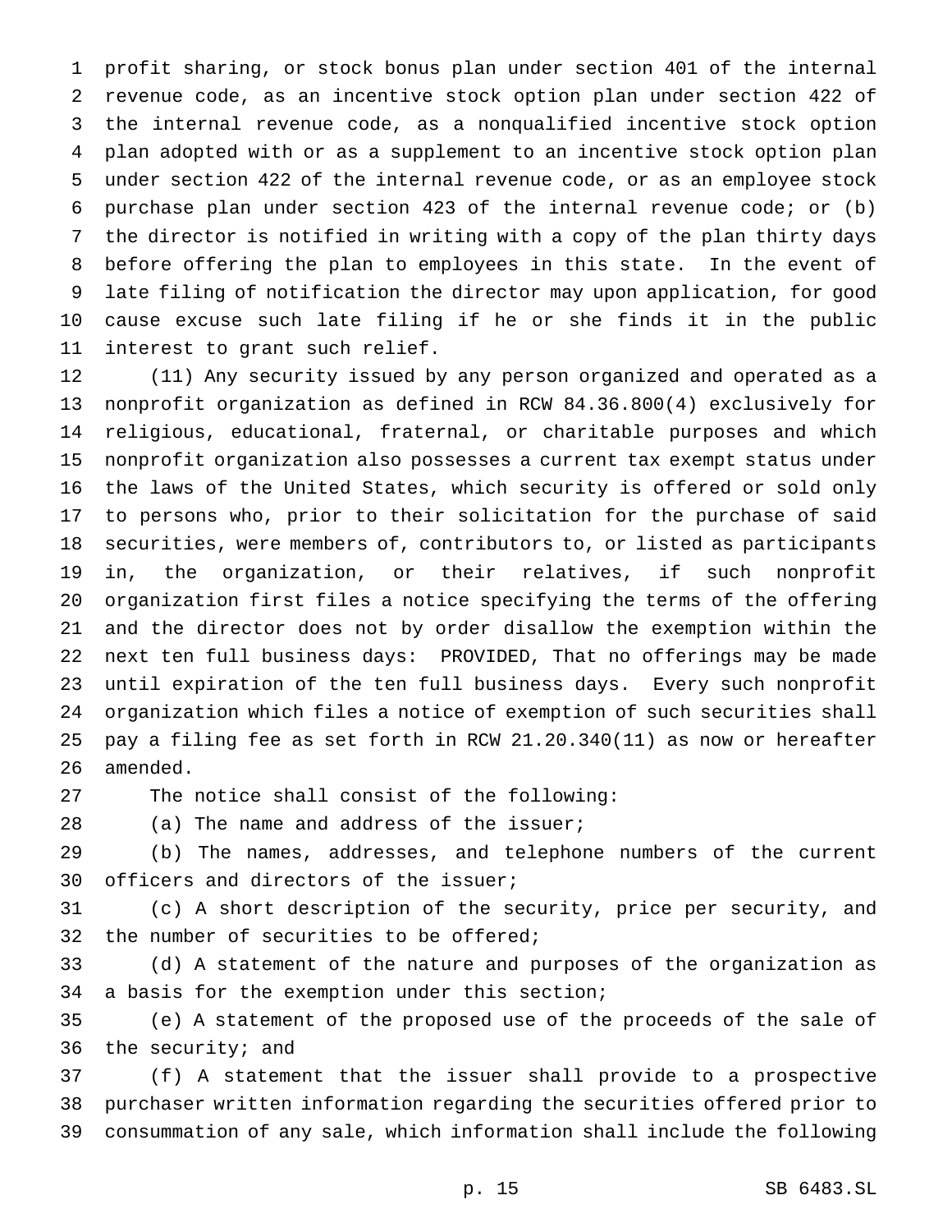profit sharing, or stock bonus plan under section 401 of the internal revenue code, as an incentive stock option plan under section 422 of the internal revenue code, as a nonqualified incentive stock option plan adopted with or as a supplement to an incentive stock option plan under section 422 of the internal revenue code, or as an employee stock purchase plan under section 423 of the internal revenue code; or (b) the director is notified in writing with a copy of the plan thirty days before offering the plan to employees in this state. In the event of late filing of notification the director may upon application, for good cause excuse such late filing if he or she finds it in the public interest to grant such relief.

(11) Any security issued by any person organized and operated as a nonprofit organization as defined in RCW 84.36.800(4) exclusively for religious, educational, fraternal, or charitable purposes and which nonprofit organization also possesses a current tax exempt status under the laws of the United States, which security is offered or sold only to persons who, prior to their solicitation for the purchase of said securities, were members of, contributors to, or listed as participants in, the organization, or their relatives, if such nonprofit organization first files a notice specifying the terms of the offering and the director does not by order disallow the exemption within the next ten full business days: PROVIDED, That no offerings may be made until expiration of the ten full business days. Every such nonprofit organization which files a notice of exemption of such securities shall pay a filing fee as set forth in RCW 21.20.340(11) as now or hereafter amended.

The notice shall consist of the following:

(a) The name and address of the issuer;

(b) The names, addresses, and telephone numbers of the current officers and directors of the issuer;

(c) A short description of the security, price per security, and the number of securities to be offered;

(d) A statement of the nature and purposes of the organization as a basis for the exemption under this section;

(e) A statement of the proposed use of the proceeds of the sale of the security; and

(f) A statement that the issuer shall provide to a prospective purchaser written information regarding the securities offered prior to consummation of any sale, which information shall include the following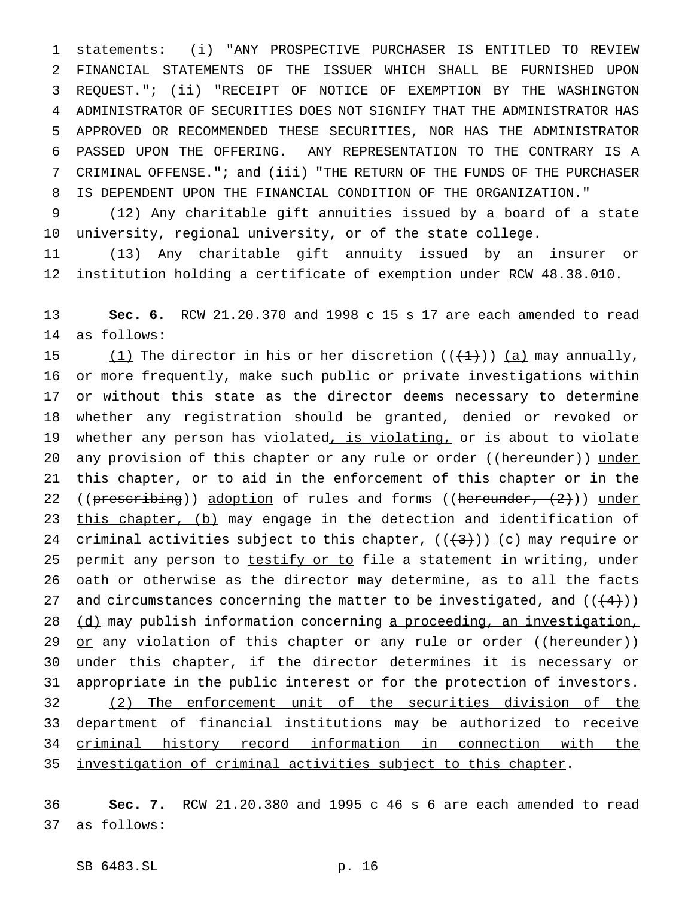statements: (i) "ANY PROSPECTIVE PURCHASER IS ENTITLED TO REVIEW FINANCIAL STATEMENTS OF THE ISSUER WHICH SHALL BE FURNISHED UPON REQUEST."; (ii) "RECEIPT OF NOTICE OF EXEMPTION BY THE WASHINGTON ADMINISTRATOR OF SECURITIES DOES NOT SIGNIFY THAT THE ADMINISTRATOR HAS APPROVED OR RECOMMENDED THESE SECURITIES, NOR HAS THE ADMINISTRATOR PASSED UPON THE OFFERING. ANY REPRESENTATION TO THE CONTRARY IS A CRIMINAL OFFENSE."; and (iii) "THE RETURN OF THE FUNDS OF THE PURCHASER IS DEPENDENT UPON THE FINANCIAL CONDITION OF THE ORGANIZATION."

(12) Any charitable gift annuities issued by a board of a state university, regional university, or of the state college.

(13) Any charitable gift annuity issued by an insurer or institution holding a certificate of exemption under RCW 48.38.010.

**Sec. 6.** RCW 21.20.370 and 1998 c 15 s 17 are each amended to read as follows:

(1) The director in his or her discretion (((1))) (a) may annually, or more frequently, make such public or private investigations within or without this state as the director deems necessary to determine whether any registration should be granted, denied or revoked or whether any person has violated, is violating, or is about to violate any provision of this chapter or any rule or order ((hereunder)) under this chapter, or to aid in the enforcement of this chapter or in the ((prescribing)) adoption of rules and forms ((hereunder, (2))) under this chapter, (b) may engage in the detection and identification of criminal activities subject to this chapter, (((3))) (c) may require or permit any person to testify or to file a statement in writing, under oath or otherwise as the director may determine, as to all the facts and circumstances concerning the matter to be investigated, and (((4))) (d) may publish information concerning a proceeding, an investigation, or any violation of this chapter or any rule or order ((hereunder)) under this chapter, if the director determines it is necessary or appropriate in the public interest or for the protection of investors.

(2) The enforcement unit of the securities division of the department of financial institutions may be authorized to receive criminal history record information in connection with the investigation of criminal activities subject to this chapter.

**Sec. 7.** RCW 21.20.380 and 1995 c 46 s 6 are each amended to read as follows: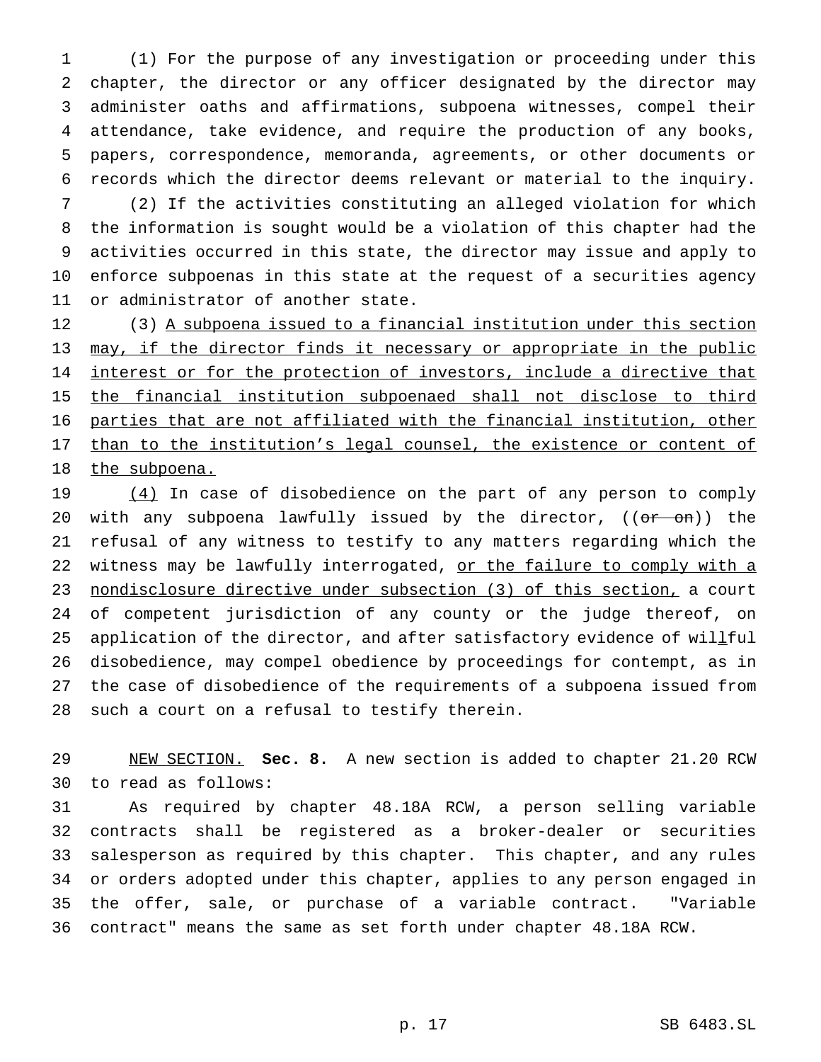(1) For the purpose of any investigation or proceeding under this chapter, the director or any officer designated by the director may administer oaths and affirmations, subpoena witnesses, compel their attendance, take evidence, and require the production of any books, papers, correspondence, memoranda, agreements, or other documents or records which the director deems relevant or material to the inquiry.

(2) If the activities constituting an alleged violation for which the information is sought would be a violation of this chapter had the activities occurred in this state, the director may issue and apply to enforce subpoenas in this state at the request of a securities agency or administrator of another state.

(3) <u>A subpoena issued to a financial institution under this section may, if the director finds it necessary or appropriate in the public interest or for the protection of investors, include a directive that the financial institution subpoenaed shall not disclose to third parties that are not affiliated with the financial institution, other than to the institution's legal counsel, the existence or content of the subpoena.</u>

<u>(4)</u> In case of disobedience on the part of any person to comply with any subpoena lawfully issued by the director, ((~~or on~~)) the refusal of any witness to testify to any matters regarding which the witness may be lawfully interrogated, <u>or the failure to comply with a nondisclosure directive under subsection (3) of this section,</u> a court of competent jurisdiction of any county or the judge thereof, on application of the director, and after satisfactory evidence of wil<u>l</u>ful disobedience, may compel obedience by proceedings for contempt, as in the case of disobedience of the requirements of a subpoena issued from such a court on a refusal to testify therein.

<u>NEW SECTION.</u> **Sec. 8.** A new section is added to chapter 21.20 RCW to read as follows:

As required by chapter 48.18A RCW, a person selling variable contracts shall be registered as a broker-dealer or securities salesperson as required by this chapter. This chapter, and any rules or orders adopted under this chapter, applies to any person engaged in the offer, sale, or purchase of a variable contract. "Variable contract" means the same as set forth under chapter 48.18A RCW.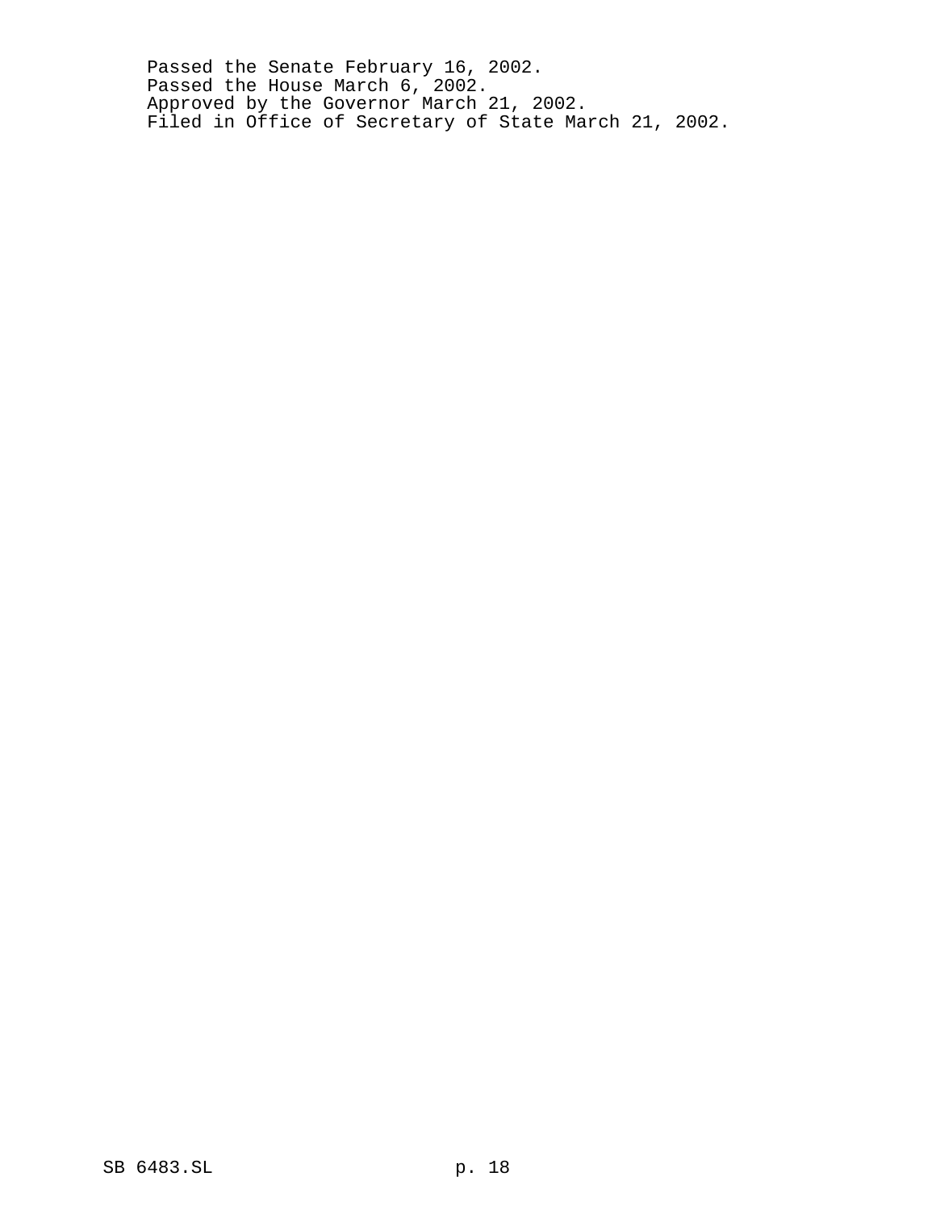Passed the Senate February 16, 2002.
Passed the House March 6, 2002.
Approved by the Governor March 21, 2002.
Filed in Office of Secretary of State March 21, 2002.